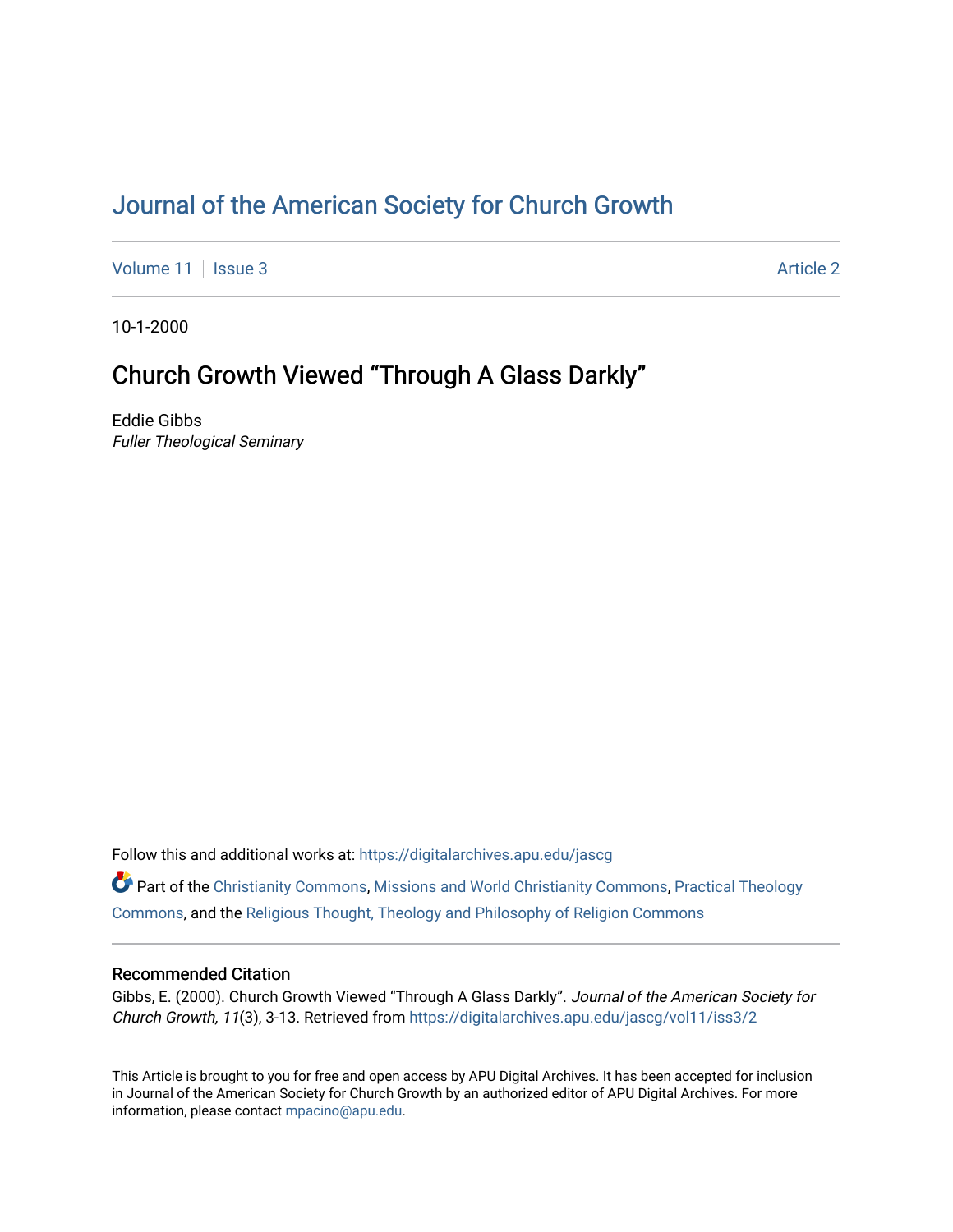# Journal of the American Society for Church Growth

Volume 11 | Issue 3 | Article 2

10-1-2000

## Church Growth Viewed "Through A Glass Darkly"

Eddie Gibbs
*Fuller Theological Seminary*

Follow this and additional works at: https://digitalarchives.apu.edu/jascg

Part of the Christianity Commons, Missions and World Christianity Commons, Practical Theology Commons, and the Religious Thought, Theology and Philosophy of Religion Commons

### Recommended Citation

Gibbs, E. (2000). Church Growth Viewed "Through A Glass Darkly". *Journal of the American Society for Church Growth, 11*(3), 3-13. Retrieved from https://digitalarchives.apu.edu/jascg/vol11/iss3/2

This Article is brought to you for free and open access by APU Digital Archives. It has been accepted for inclusion in Journal of the American Society for Church Growth by an authorized editor of APU Digital Archives. For more information, please contact mpacino@apu.edu.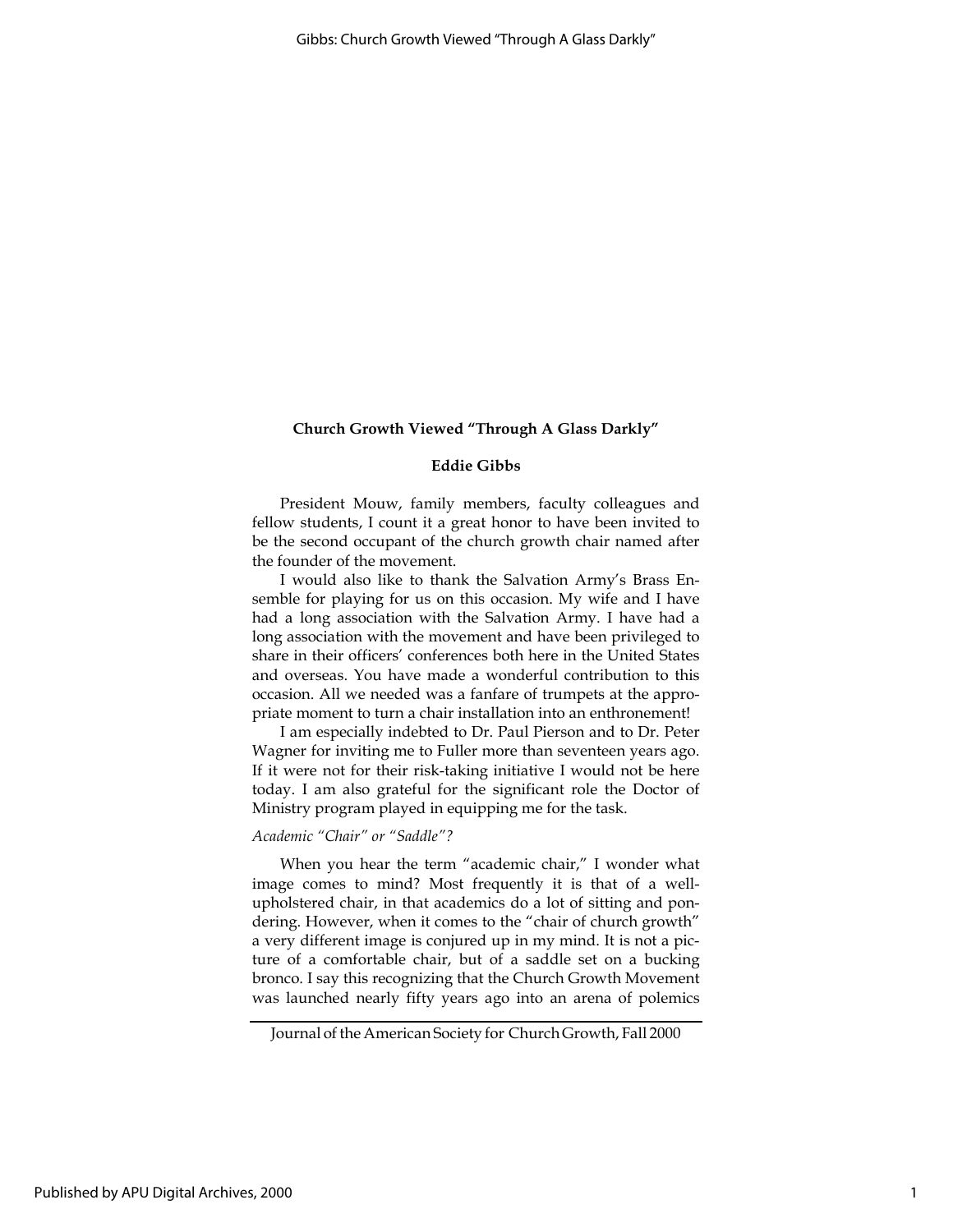## Church Growth Viewed "Through A Glass Darkly"

### Eddie Gibbs

President Mouw, family members, faculty colleagues and fellow students, I count it a great honor to have been invited to be the second occupant of the church growth chair named after the founder of the movement.

I would also like to thank the Salvation Army's Brass Ensemble for playing for us on this occasion. My wife and I have had a long association with the Salvation Army. I have had a long association with the movement and have been privileged to share in their officers' conferences both here in the United States and overseas. You have made a wonderful contribution to this occasion. All we needed was a fanfare of trumpets at the appropriate moment to turn a chair installation into an enthronement!

I am especially indebted to Dr. Paul Pierson and to Dr. Peter Wagner for inviting me to Fuller more than seventeen years ago. If it were not for their risk-taking initiative I would not be here today. I am also grateful for the significant role the Doctor of Ministry program played in equipping me for the task.

*Academic "Chair" or "Saddle"?*

When you hear the term "academic chair," I wonder what image comes to mind? Most frequently it is that of a well-upholstered chair, in that academics do a lot of sitting and pondering. However, when it comes to the "chair of church growth" a very different image is conjured up in my mind. It is not a picture of a comfortable chair, but of a saddle set on a bucking bronco. I say this recognizing that the Church Growth Movement was launched nearly fifty years ago into an arena of polemics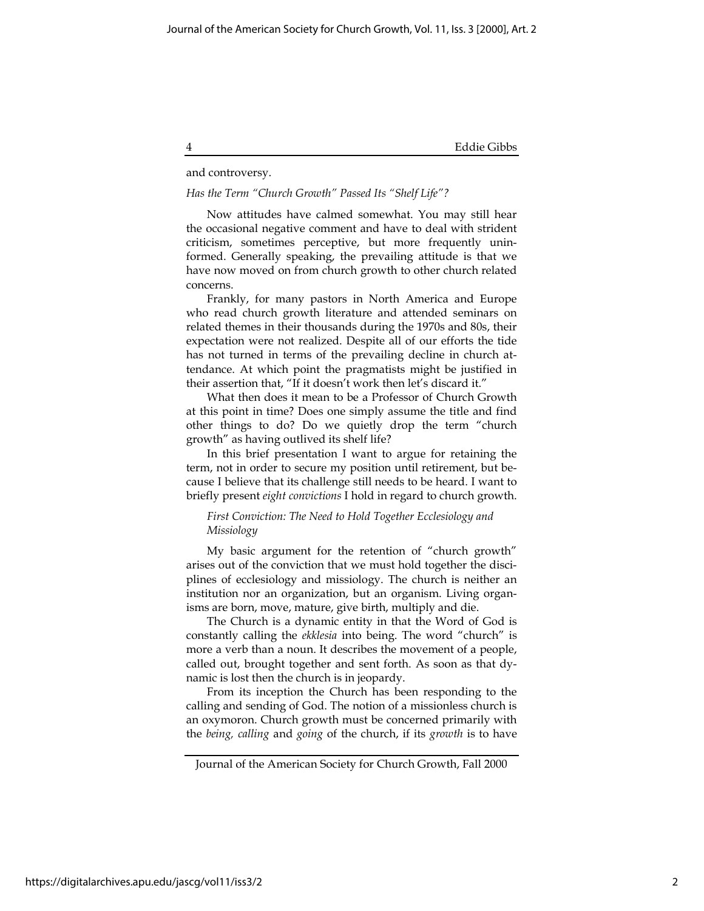and controversy.

*Has the Term "Church Growth" Passed Its "Shelf Life"?*

Now attitudes have calmed somewhat. You may still hear the occasional negative comment and have to deal with strident criticism, sometimes perceptive, but more frequently uninformed. Generally speaking, the prevailing attitude is that we have now moved on from church growth to other church related concerns.

Frankly, for many pastors in North America and Europe who read church growth literature and attended seminars on related themes in their thousands during the 1970s and 80s, their expectation were not realized. Despite all of our efforts the tide has not turned in terms of the prevailing decline in church attendance. At which point the pragmatists might be justified in their assertion that, "If it doesn't work then let's discard it."

What then does it mean to be a Professor of Church Growth at this point in time? Does one simply assume the title and find other things to do? Do we quietly drop the term "church growth" as having outlived its shelf life?

In this brief presentation I want to argue for retaining the term, not in order to secure my position until retirement, but because I believe that its challenge still needs to be heard. I want to briefly present *eight convictions* I hold in regard to church growth.

*First Conviction: The Need to Hold Together Ecclesiology and Missiology*

My basic argument for the retention of "church growth" arises out of the conviction that we must hold together the disciplines of ecclesiology and missiology. The church is neither an institution nor an organization, but an organism. Living organisms are born, move, mature, give birth, multiply and die.

The Church is a dynamic entity in that the Word of God is constantly calling the *ekklesia* into being. The word "church" is more a verb than a noun. It describes the movement of a people, called out, brought together and sent forth. As soon as that dynamic is lost then the church is in jeopardy.

From its inception the Church has been responding to the calling and sending of God. The notion of a missionless church is an oxymoron. Church growth must be concerned primarily with the *being, calling* and *going* of the church, if its *growth* is to have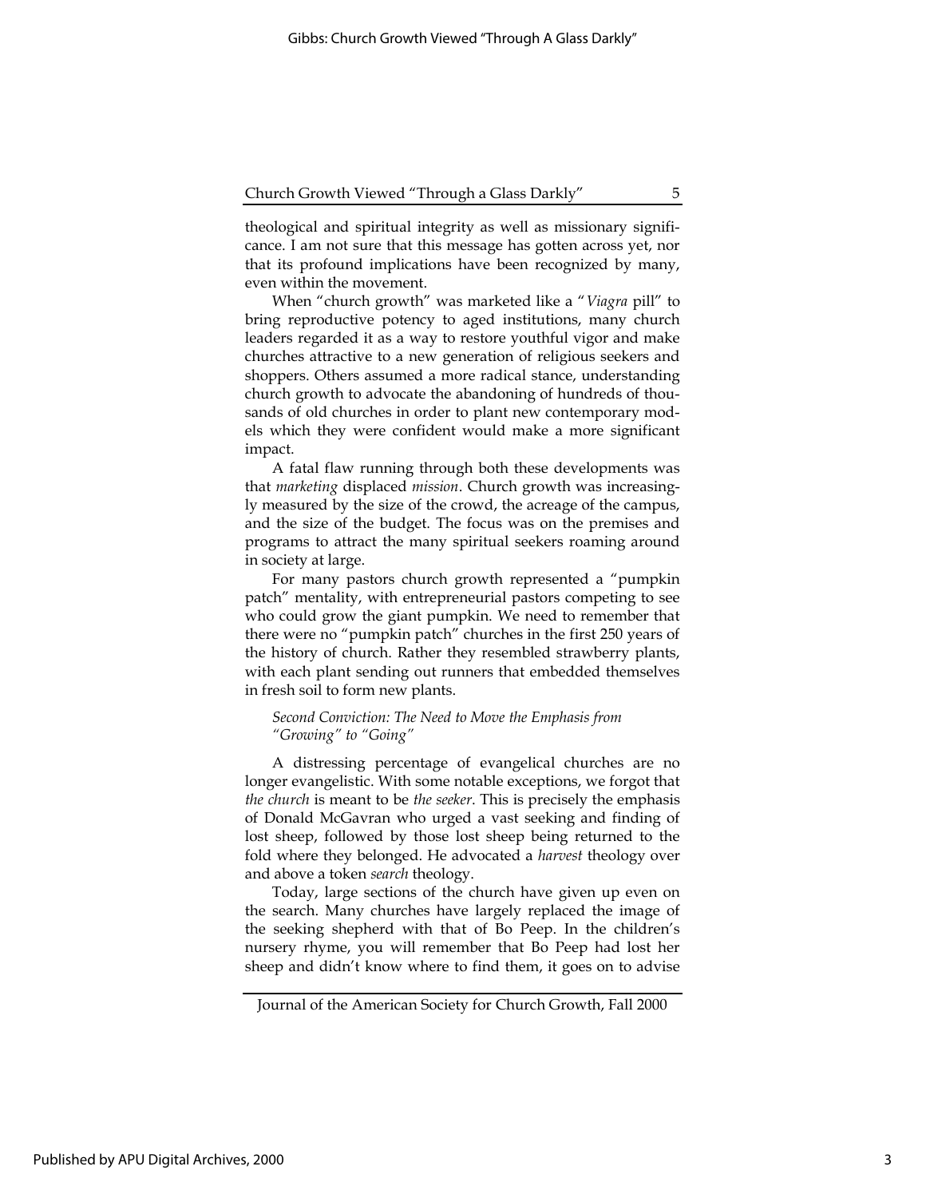theological and spiritual integrity as well as missionary significance. I am not sure that this message has gotten across yet, nor that its profound implications have been recognized by many, even within the movement.

When "church growth" was marketed like a "*Viagra* pill" to bring reproductive potency to aged institutions, many church leaders regarded it as a way to restore youthful vigor and make churches attractive to a new generation of religious seekers and shoppers. Others assumed a more radical stance, understanding church growth to advocate the abandoning of hundreds of thousands of old churches in order to plant new contemporary models which they were confident would make a more significant impact.

A fatal flaw running through both these developments was that *marketing* displaced *mission*. Church growth was increasingly measured by the size of the crowd, the acreage of the campus, and the size of the budget. The focus was on the premises and programs to attract the many spiritual seekers roaming around in society at large.

For many pastors church growth represented a "pumpkin patch" mentality, with entrepreneurial pastors competing to see who could grow the giant pumpkin. We need to remember that there were no "pumpkin patch" churches in the first 250 years of the history of church. Rather they resembled strawberry plants, with each plant sending out runners that embedded themselves in fresh soil to form new plants.

*Second Conviction: The Need to Move the Emphasis from "Growing" to "Going"*

A distressing percentage of evangelical churches are no longer evangelistic. With some notable exceptions, we forgot that *the church* is meant to be *the seeker*. This is precisely the emphasis of Donald McGavran who urged a vast seeking and finding of lost sheep, followed by those lost sheep being returned to the fold where they belonged. He advocated a *harvest* theology over and above a token *search* theology.

Today, large sections of the church have given up even on the search. Many churches have largely replaced the image of the seeking shepherd with that of Bo Peep. In the children's nursery rhyme, you will remember that Bo Peep had lost her sheep and didn't know where to find them, it goes on to advise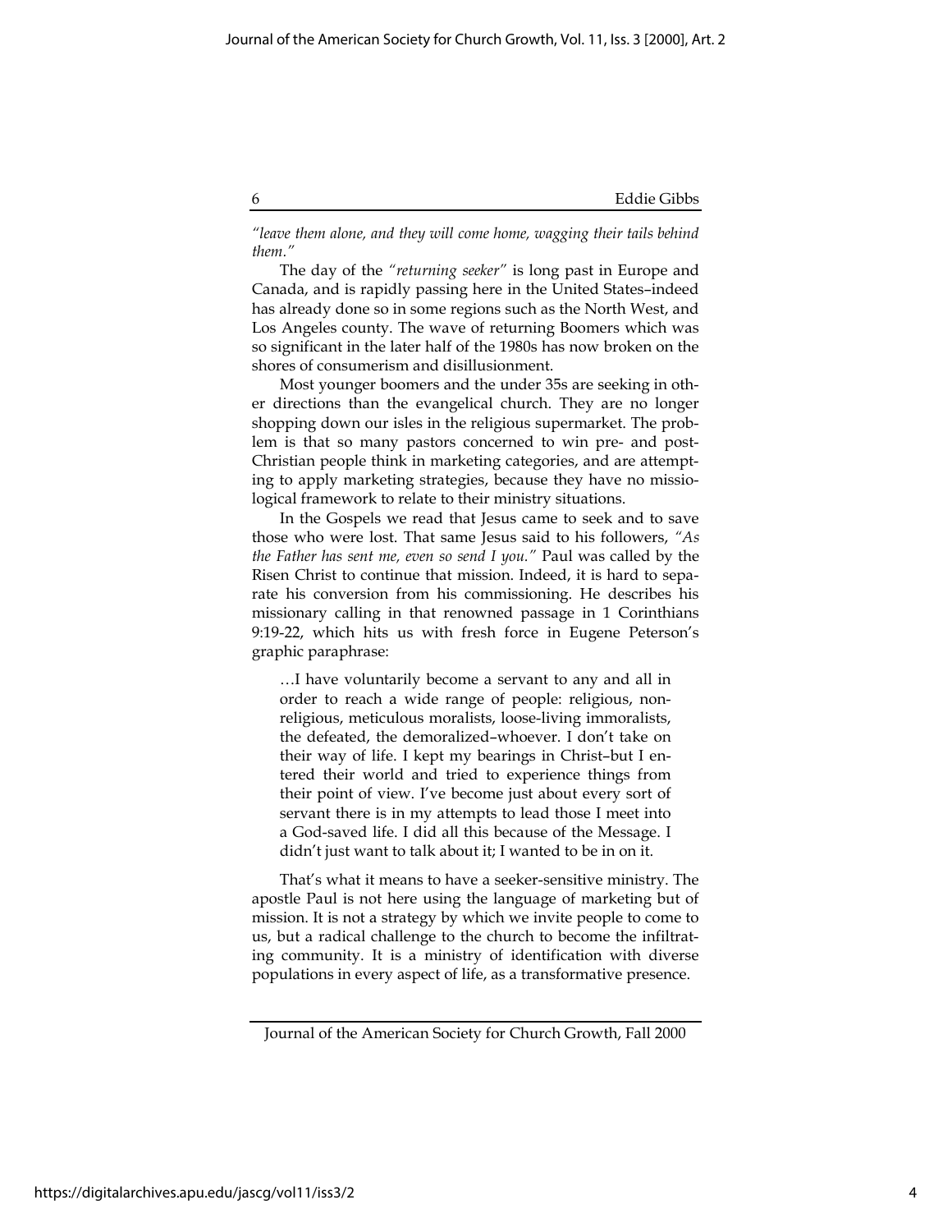*"leave them alone, and they will come home, wagging their tails behind them."*

The day of the *"returning seeker"* is long past in Europe and Canada, and is rapidly passing here in the United States–indeed has already done so in some regions such as the North West, and Los Angeles county. The wave of returning Boomers which was so significant in the later half of the 1980s has now broken on the shores of consumerism and disillusionment.

Most younger boomers and the under 35s are seeking in other directions than the evangelical church. They are no longer shopping down our isles in the religious supermarket. The problem is that so many pastors concerned to win pre- and post-Christian people think in marketing categories, and are attempting to apply marketing strategies, because they have no missiological framework to relate to their ministry situations.

In the Gospels we read that Jesus came to seek and to save those who were lost. That same Jesus said to his followers, *"As the Father has sent me, even so send I you."* Paul was called by the Risen Christ to continue that mission. Indeed, it is hard to separate his conversion from his commissioning. He describes his missionary calling in that renowned passage in 1 Corinthians 9:19-22, which hits us with fresh force in Eugene Peterson's graphic paraphrase:

> …I have voluntarily become a servant to any and all in order to reach a wide range of people: religious, nonreligious, meticulous moralists, loose-living immoralists, the defeated, the demoralized–whoever. I don't take on their way of life. I kept my bearings in Christ–but I entered their world and tried to experience things from their point of view. I've become just about every sort of servant there is in my attempts to lead those I meet into a God-saved life. I did all this because of the Message. I didn't just want to talk about it; I wanted to be in on it.

That's what it means to have a seeker-sensitive ministry. The apostle Paul is not here using the language of marketing but of mission. It is not a strategy by which we invite people to come to us, but a radical challenge to the church to become the infiltrating community. It is a ministry of identification with diverse populations in every aspect of life, as a transformative presence.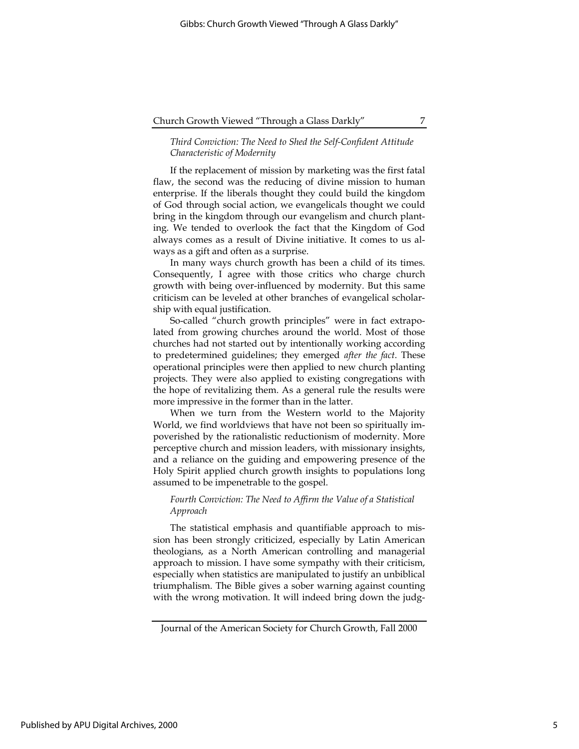*Third Conviction: The Need to Shed the Self-Confident Attitude Characteristic of Modernity*

If the replacement of mission by marketing was the first fatal flaw, the second was the reducing of divine mission to human enterprise. If the liberals thought they could build the kingdom of God through social action, we evangelicals thought we could bring in the kingdom through our evangelism and church planting. We tended to overlook the fact that the Kingdom of God always comes as a result of Divine initiative. It comes to us always as a gift and often as a surprise.

In many ways church growth has been a child of its times. Consequently, I agree with those critics who charge church growth with being over-influenced by modernity. But this same criticism can be leveled at other branches of evangelical scholarship with equal justification.

So-called "church growth principles" were in fact extrapolated from growing churches around the world. Most of those churches had not started out by intentionally working according to predetermined guidelines; they emerged *after the fact*. These operational principles were then applied to new church planting projects. They were also applied to existing congregations with the hope of revitalizing them. As a general rule the results were more impressive in the former than in the latter.

When we turn from the Western world to the Majority World, we find worldviews that have not been so spiritually impoverished by the rationalistic reductionism of modernity. More perceptive church and mission leaders, with missionary insights, and a reliance on the guiding and empowering presence of the Holy Spirit applied church growth insights to populations long assumed to be impenetrable to the gospel.

*Fourth Conviction: The Need to Affirm the Value of a Statistical Approach*

The statistical emphasis and quantifiable approach to mission has been strongly criticized, especially by Latin American theologians, as a North American controlling and managerial approach to mission. I have some sympathy with their criticism, especially when statistics are manipulated to justify an unbiblical triumphalism. The Bible gives a sober warning against counting with the wrong motivation. It will indeed bring down the judg-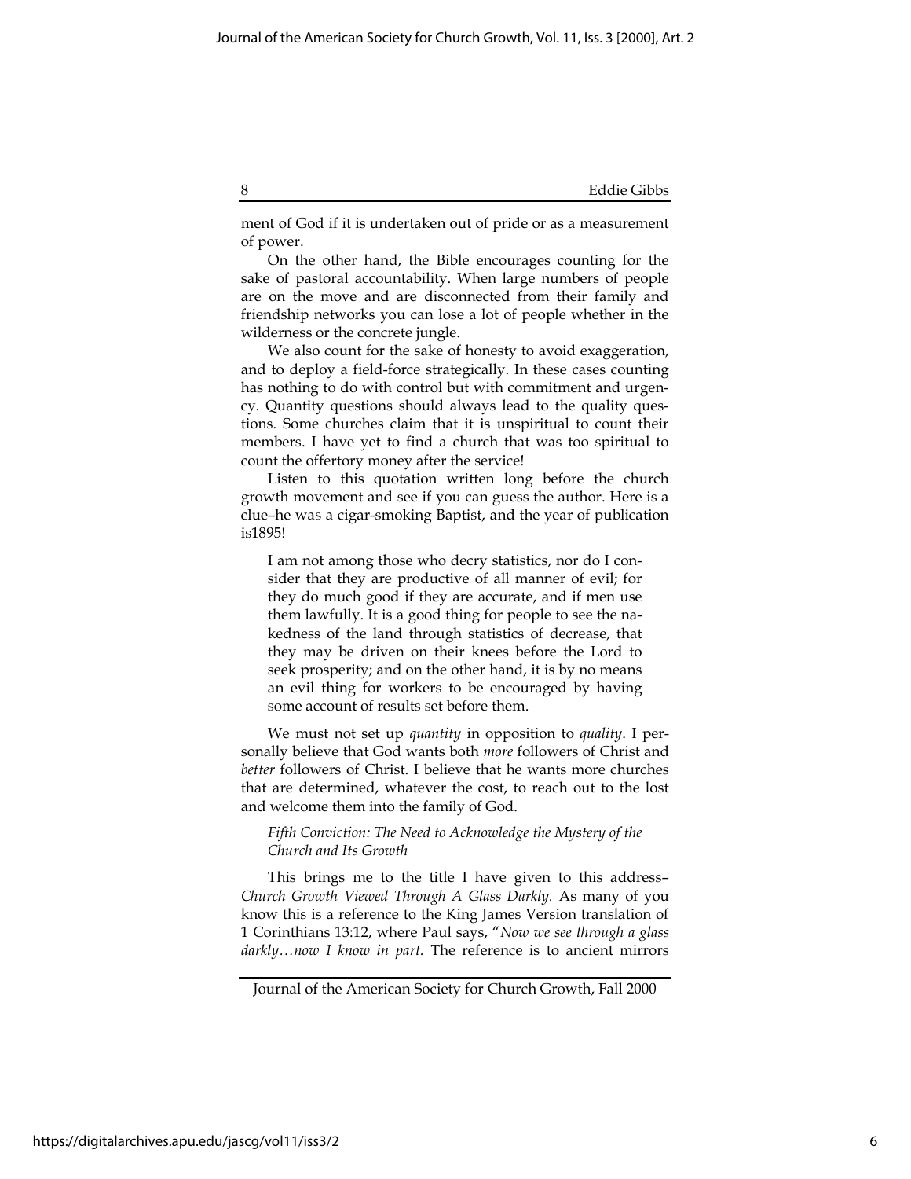ment of God if it is undertaken out of pride or as a measurement of power.

On the other hand, the Bible encourages counting for the sake of pastoral accountability. When large numbers of people are on the move and are disconnected from their family and friendship networks you can lose a lot of people whether in the wilderness or the concrete jungle.

We also count for the sake of honesty to avoid exaggeration, and to deploy a field-force strategically. In these cases counting has nothing to do with control but with commitment and urgency. Quantity questions should always lead to the quality questions. Some churches claim that it is unspiritual to count their members. I have yet to find a church that was too spiritual to count the offertory money after the service!

Listen to this quotation written long before the church growth movement and see if you can guess the author. Here is a clue–he was a cigar-smoking Baptist, and the year of publication is1895!

> I am not among those who decry statistics, nor do I consider that they are productive of all manner of evil; for they do much good if they are accurate, and if men use them lawfully. It is a good thing for people to see the nakedness of the land through statistics of decrease, that they may be driven on their knees before the Lord to seek prosperity; and on the other hand, it is by no means an evil thing for workers to be encouraged by having some account of results set before them.

We must not set up *quantity* in opposition to *quality*. I personally believe that God wants both *more* followers of Christ and *better* followers of Christ. I believe that he wants more churches that are determined, whatever the cost, to reach out to the lost and welcome them into the family of God.

*Fifth Conviction: The Need to Acknowledge the Mystery of the Church and Its Growth*

This brings me to the title I have given to this address–*Church Growth Viewed Through A Glass Darkly.* As many of you know this is a reference to the King James Version translation of 1 Corinthians 13:12, where Paul says, "*Now we see through a glass darkly…now I know in part.* The reference is to ancient mirrors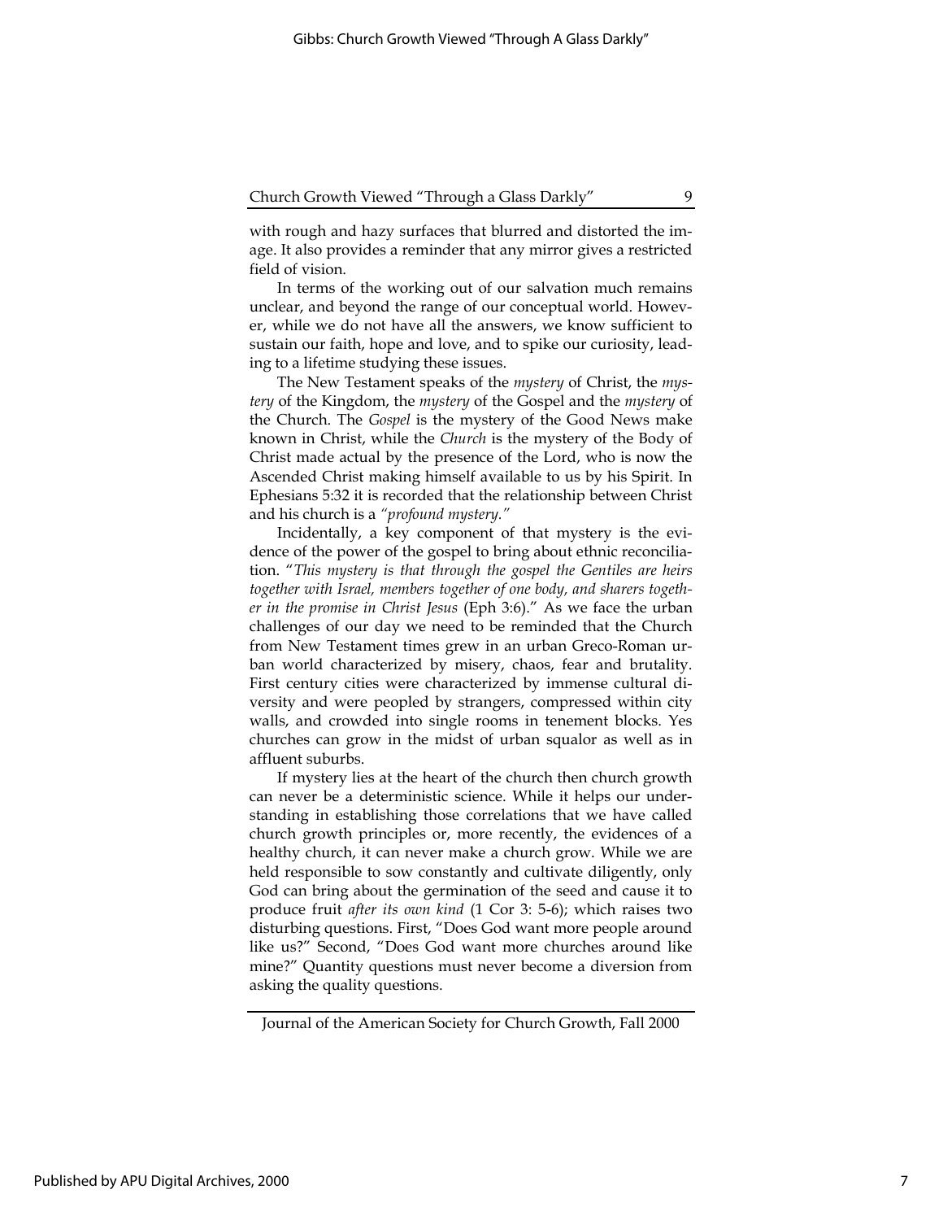with rough and hazy surfaces that blurred and distorted the image. It also provides a reminder that any mirror gives a restricted field of vision.

In terms of the working out of our salvation much remains unclear, and beyond the range of our conceptual world. However, while we do not have all the answers, we know sufficient to sustain our faith, hope and love, and to spike our curiosity, leading to a lifetime studying these issues.

The New Testament speaks of the *mystery* of Christ, the *mystery* of the Kingdom, the *mystery* of the Gospel and the *mystery* of the Church. The *Gospel* is the mystery of the Good News make known in Christ, while the *Church* is the mystery of the Body of Christ made actual by the presence of the Lord, who is now the Ascended Christ making himself available to us by his Spirit. In Ephesians 5:32 it is recorded that the relationship between Christ and his church is a *"profound mystery."*

Incidentally, a key component of that mystery is the evidence of the power of the gospel to bring about ethnic reconciliation. "*This mystery is that through the gospel the Gentiles are heirs together with Israel, members together of one body, and sharers together in the promise in Christ Jesus* (Eph 3:6)." As we face the urban challenges of our day we need to be reminded that the Church from New Testament times grew in an urban Greco-Roman urban world characterized by misery, chaos, fear and brutality. First century cities were characterized by immense cultural diversity and were peopled by strangers, compressed within city walls, and crowded into single rooms in tenement blocks. Yes churches can grow in the midst of urban squalor as well as in affluent suburbs.

If mystery lies at the heart of the church then church growth can never be a deterministic science. While it helps our understanding in establishing those correlations that we have called church growth principles or, more recently, the evidences of a healthy church, it can never make a church grow. While we are held responsible to sow constantly and cultivate diligently, only God can bring about the germination of the seed and cause it to produce fruit *after its own kind* (1 Cor 3: 5-6); which raises two disturbing questions. First, "Does God want more people around like us?" Second, "Does God want more churches around like mine?" Quantity questions must never become a diversion from asking the quality questions.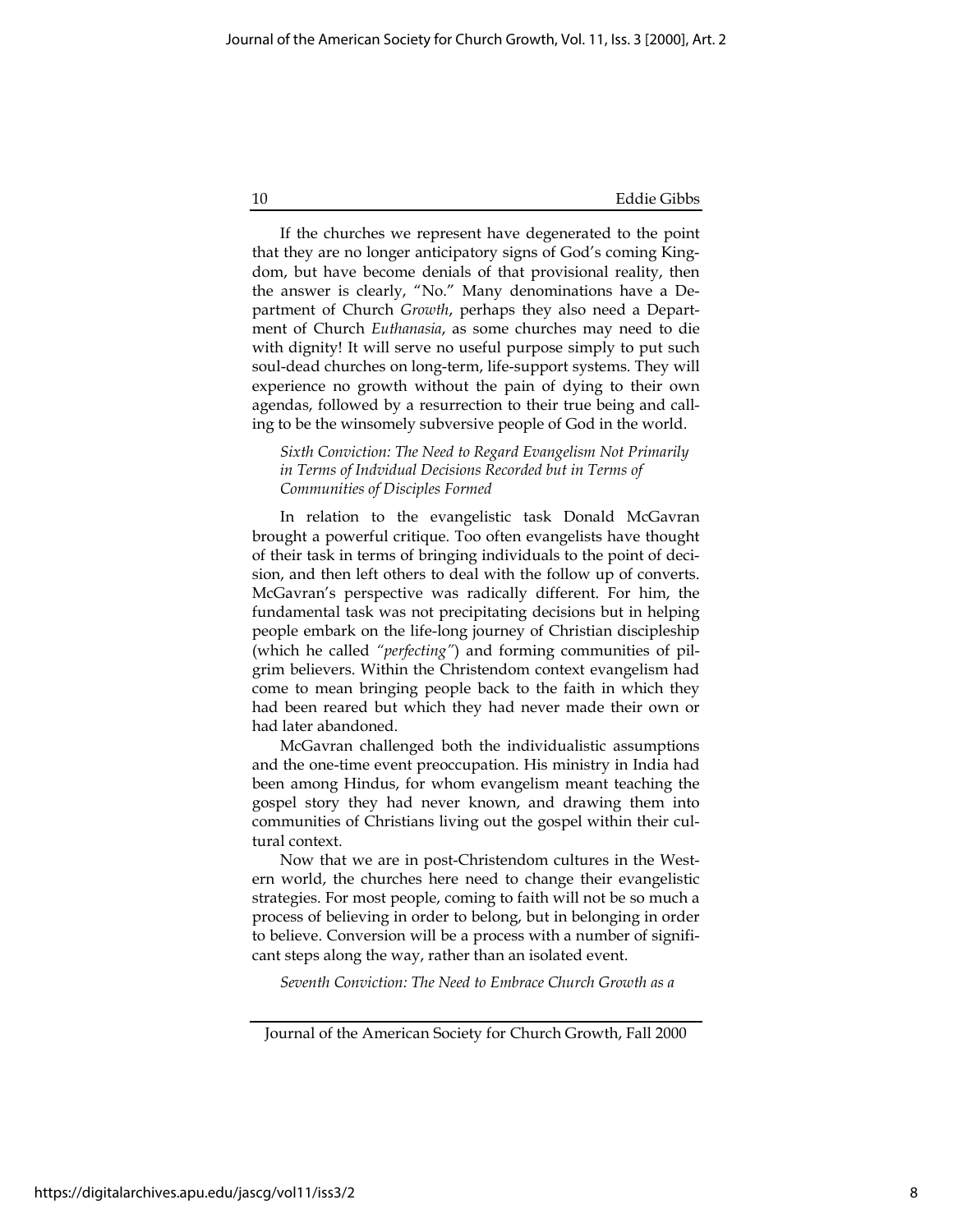If the churches we represent have degenerated to the point that they are no longer anticipatory signs of God's coming Kingdom, but have become denials of that provisional reality, then the answer is clearly, "No." Many denominations have a Department of Church *Growth*, perhaps they also need a Department of Church *Euthanasia*, as some churches may need to die with dignity! It will serve no useful purpose simply to put such soul-dead churches on long-term, life-support systems. They will experience no growth without the pain of dying to their own agendas, followed by a resurrection to their true being and calling to be the winsomely subversive people of God in the world.

*Sixth Conviction: The Need to Regard Evangelism Not Primarily in Terms of Indvidual Decisions Recorded but in Terms of Communities of Disciples Formed*

In relation to the evangelistic task Donald McGavran brought a powerful critique. Too often evangelists have thought of their task in terms of bringing individuals to the point of decision, and then left others to deal with the follow up of converts. McGavran's perspective was radically different. For him, the fundamental task was not precipitating decisions but in helping people embark on the life-long journey of Christian discipleship (which he called *"perfecting"*) and forming communities of pilgrim believers. Within the Christendom context evangelism had come to mean bringing people back to the faith in which they had been reared but which they had never made their own or had later abandoned.

McGavran challenged both the individualistic assumptions and the one-time event preoccupation. His ministry in India had been among Hindus, for whom evangelism meant teaching the gospel story they had never known, and drawing them into communities of Christians living out the gospel within their cultural context.

Now that we are in post-Christendom cultures in the Western world, the churches here need to change their evangelistic strategies. For most people, coming to faith will not be so much a process of believing in order to belong, but in belonging in order to believe. Conversion will be a process with a number of significant steps along the way, rather than an isolated event.

*Seventh Conviction: The Need to Embrace Church Growth as a*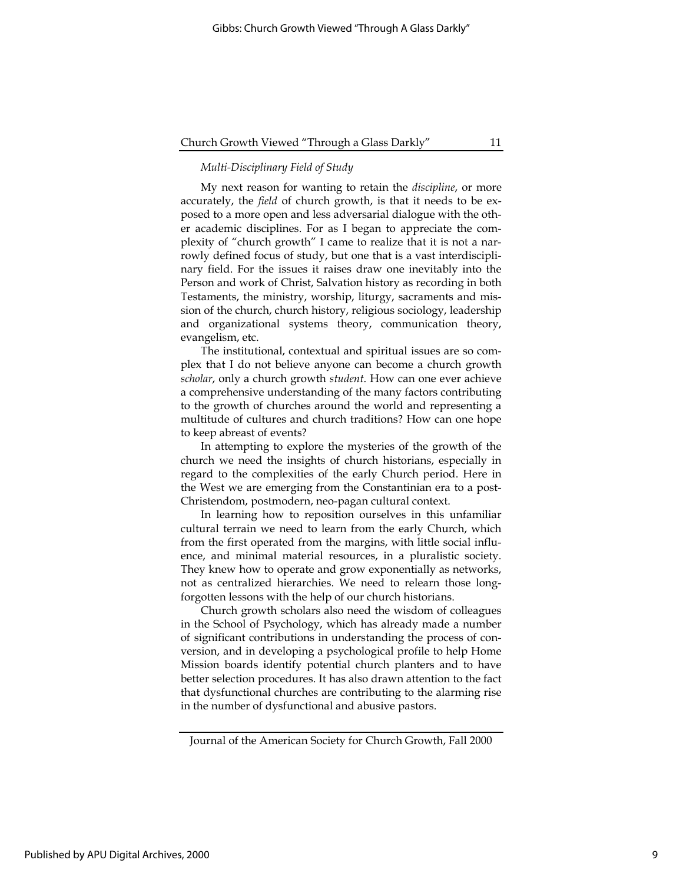*Multi-Disciplinary Field of Study*

My next reason for wanting to retain the *discipline*, or more accurately, the *field* of church growth, is that it needs to be exposed to a more open and less adversarial dialogue with the other academic disciplines. For as I began to appreciate the complexity of "church growth" I came to realize that it is not a narrowly defined focus of study, but one that is a vast interdisciplinary field. For the issues it raises draw one inevitably into the Person and work of Christ, Salvation history as recording in both Testaments, the ministry, worship, liturgy, sacraments and mission of the church, church history, religious sociology, leadership and organizational systems theory, communication theory, evangelism, etc.

The institutional, contextual and spiritual issues are so complex that I do not believe anyone can become a church growth *scholar*, only a church growth *student*. How can one ever achieve a comprehensive understanding of the many factors contributing to the growth of churches around the world and representing a multitude of cultures and church traditions? How can one hope to keep abreast of events?

In attempting to explore the mysteries of the growth of the church we need the insights of church historians, especially in regard to the complexities of the early Church period. Here in the West we are emerging from the Constantinian era to a post-Christendom, postmodern, neo-pagan cultural context.

In learning how to reposition ourselves in this unfamiliar cultural terrain we need to learn from the early Church, which from the first operated from the margins, with little social influence, and minimal material resources, in a pluralistic society. They knew how to operate and grow exponentially as networks, not as centralized hierarchies. We need to relearn those long-forgotten lessons with the help of our church historians.

Church growth scholars also need the wisdom of colleagues in the School of Psychology, which has already made a number of significant contributions in understanding the process of conversion, and in developing a psychological profile to help Home Mission boards identify potential church planters and to have better selection procedures. It has also drawn attention to the fact that dysfunctional churches are contributing to the alarming rise in the number of dysfunctional and abusive pastors.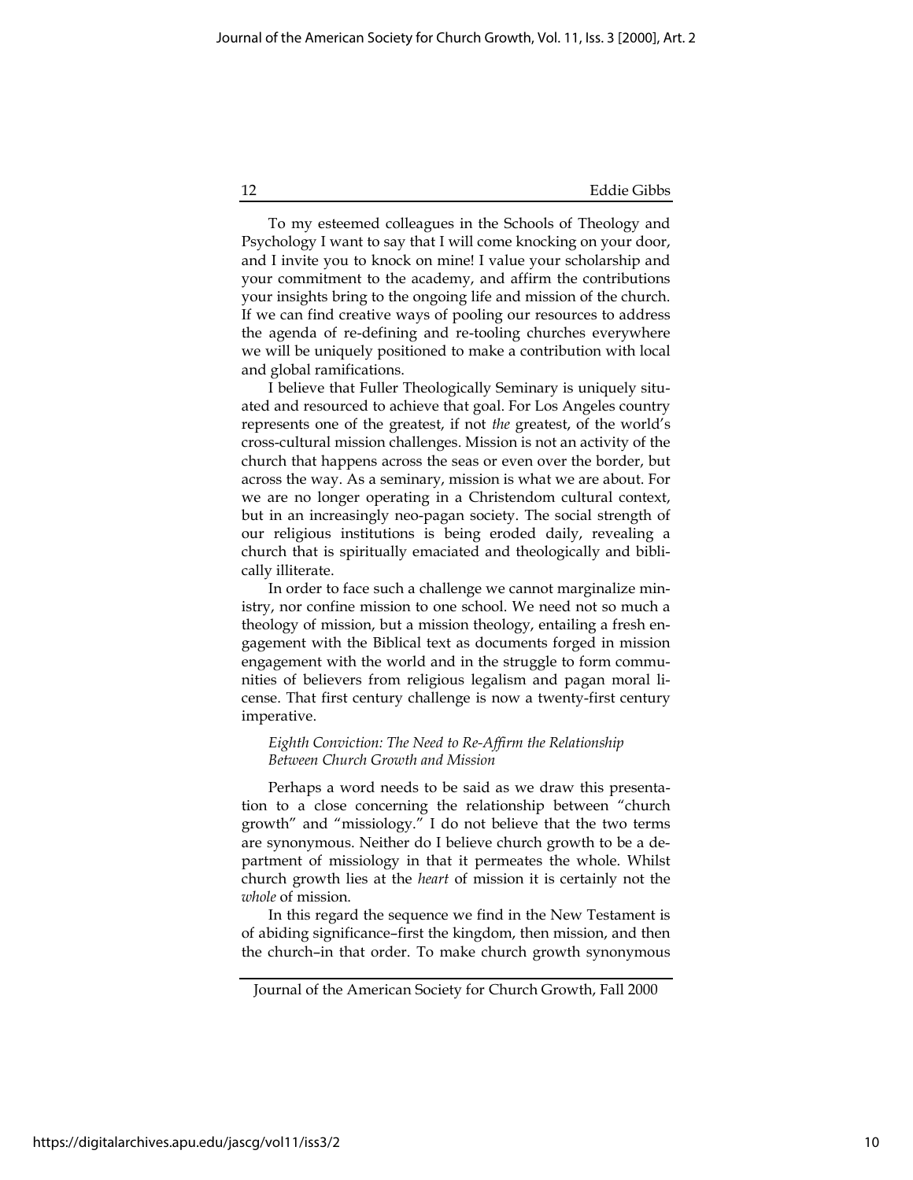To my esteemed colleagues in the Schools of Theology and Psychology I want to say that I will come knocking on your door, and I invite you to knock on mine! I value your scholarship and your commitment to the academy, and affirm the contributions your insights bring to the ongoing life and mission of the church. If we can find creative ways of pooling our resources to address the agenda of re-defining and re-tooling churches everywhere we will be uniquely positioned to make a contribution with local and global ramifications.

I believe that Fuller Theologically Seminary is uniquely situated and resourced to achieve that goal. For Los Angeles country represents one of the greatest, if not *the* greatest, of the world's cross-cultural mission challenges. Mission is not an activity of the church that happens across the seas or even over the border, but across the way. As a seminary, mission is what we are about. For we are no longer operating in a Christendom cultural context, but in an increasingly neo-pagan society. The social strength of our religious institutions is being eroded daily, revealing a church that is spiritually emaciated and theologically and biblically illiterate.

In order to face such a challenge we cannot marginalize ministry, nor confine mission to one school. We need not so much a theology of mission, but a mission theology, entailing a fresh engagement with the Biblical text as documents forged in mission engagement with the world and in the struggle to form communities of believers from religious legalism and pagan moral license. That first century challenge is now a twenty-first century imperative.

*Eighth Conviction: The Need to Re-Affirm the Relationship Between Church Growth and Mission*

Perhaps a word needs to be said as we draw this presentation to a close concerning the relationship between "church growth" and "missiology." I do not believe that the two terms are synonymous. Neither do I believe church growth to be a department of missiology in that it permeates the whole. Whilst church growth lies at the *heart* of mission it is certainly not the *whole* of mission.

In this regard the sequence we find in the New Testament is of abiding significance–first the kingdom, then mission, and then the church–in that order. To make church growth synonymous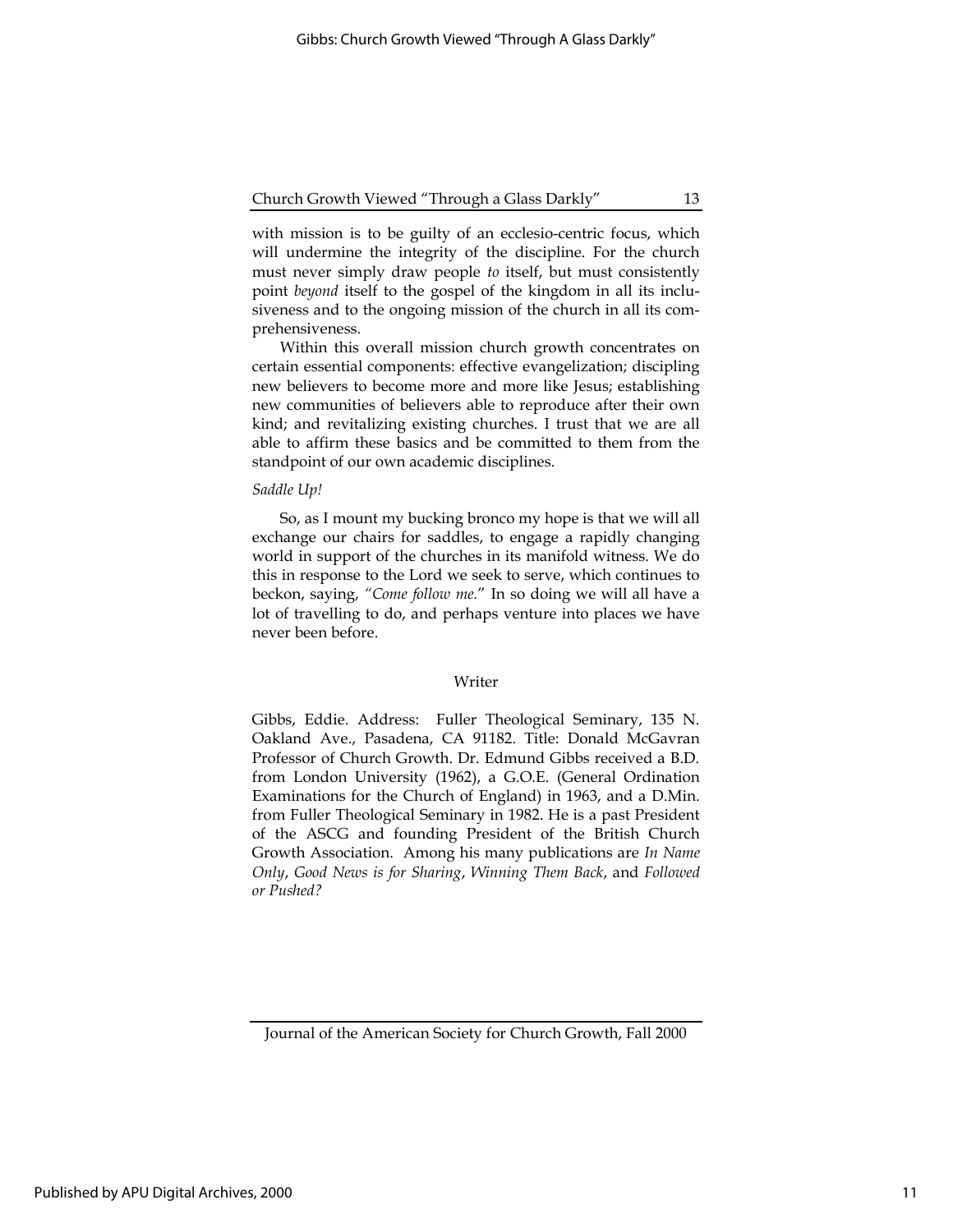with mission is to be guilty of an ecclesio-centric focus, which will undermine the integrity of the discipline. For the church must never simply draw people *to* itself, but must consistently point *beyond* itself to the gospel of the kingdom in all its inclusiveness and to the ongoing mission of the church in all its comprehensiveness.

Within this overall mission church growth concentrates on certain essential components: effective evangelization; discipling new believers to become more and more like Jesus; establishing new communities of believers able to reproduce after their own kind; and revitalizing existing churches. I trust that we are all able to affirm these basics and be committed to them from the standpoint of our own academic disciplines.

*Saddle Up!*

So, as I mount my bucking bronco my hope is that we will all exchange our chairs for saddles, to engage a rapidly changing world in support of the churches in its manifold witness. We do this in response to the Lord we seek to serve, which continues to beckon, saying, "*Come follow me*." In so doing we will all have a lot of travelling to do, and perhaps venture into places we have never been before.

## Writer

Gibbs, Eddie. Address: Fuller Theological Seminary, 135 N. Oakland Ave., Pasadena, CA 91182. Title: Donald McGavran Professor of Church Growth. Dr. Edmund Gibbs received a B.D. from London University (1962), a G.O.E. (General Ordination Examinations for the Church of England) in 1963, and a D.Min. from Fuller Theological Seminary in 1982. He is a past President of the ASCG and founding President of the British Church Growth Association. Among his many publications are *In Name Only*, *Good News is for Sharing*, *Winning Them Back*, and *Followed or Pushed?*